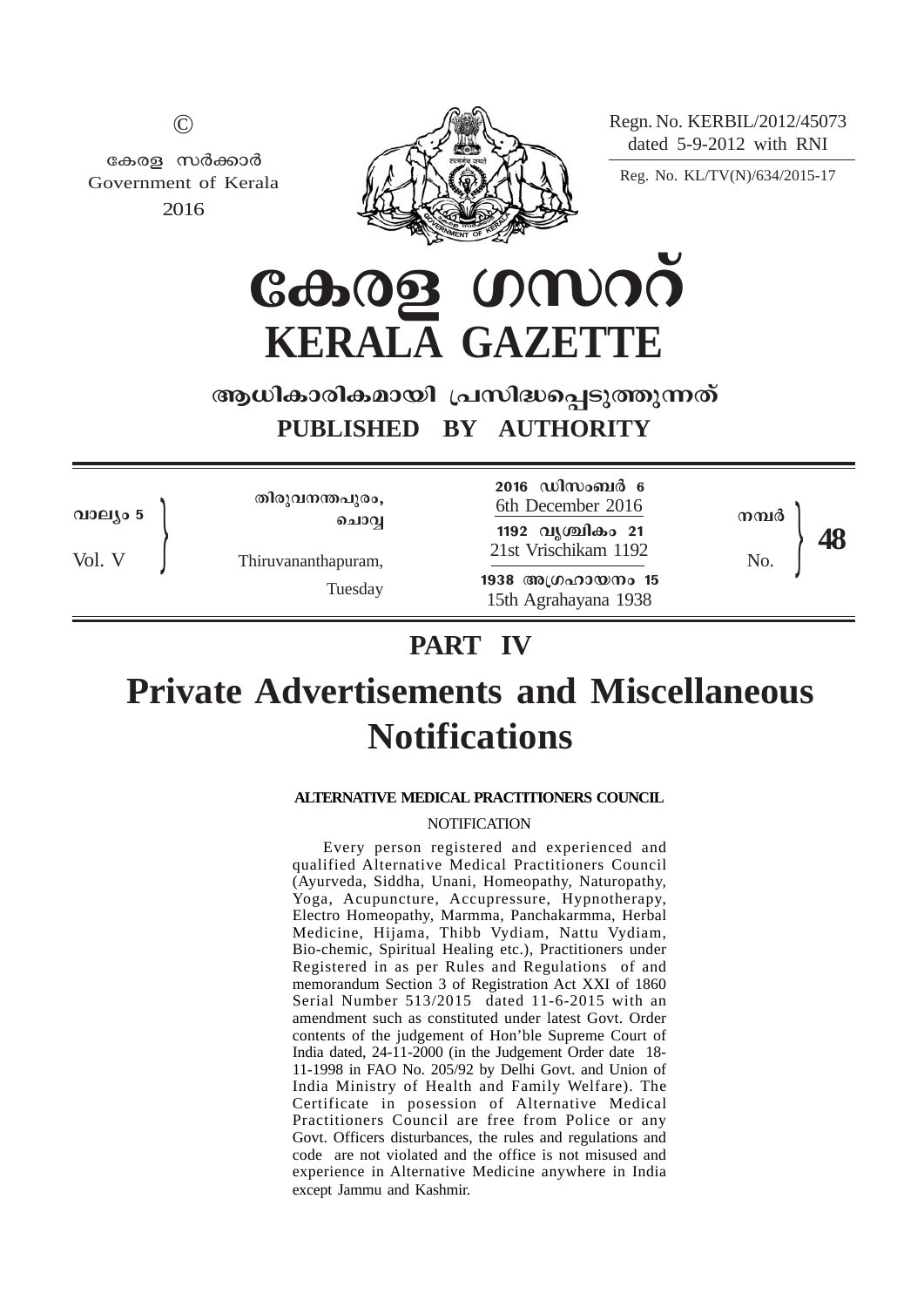©

കേരള സർക്കാർ
Government of Kerala
2016

Regn. No. KERBIL/2012/45073
dated 5-9-2012 with RNI

Reg. No. KL/TV(N)/634/2015-17

# കേരള ഗസറ്റ്
# KERALA GAZETTE

## ആധികാരികമായി പ്രസിദ്ധപ്പെടുത്തുന്നത്
## PUBLISHED BY AUTHORITY

| | | | |
|---|---|---|---|
| വാല്യം 5 / Vol. V | തിരുവനന്തപുരം, ചൊവ്വ / Thiruvananthapuram, Tuesday | 2016 ഡിസംബർ 6 / 6th December 2016 / 1192 വൃശ്ചികം 21 / 21st Vrischikam 1192 / 1938 അഗ്രഹായനം 15 / 15th Agrahayana 1938 | നമ്പർ / No. **48** |

# PART IV

# Private Advertisements and Miscellaneous Notifications

### ALTERNATIVE MEDICAL PRACTITIONERS COUNCIL

NOTIFICATION

Every person registered and experienced and qualified Alternative Medical Practitioners Council (Ayurveda, Siddha, Unani, Homeopathy, Naturopathy, Yoga, Acupuncture, Accupressure, Hypnotherapy, Electro Homeopathy, Marmma, Panchakarmma, Herbal Medicine, Hijama, Thibb Vydiam, Nattu Vydiam, Bio-chemic, Spiritual Healing etc.), Practitioners under Registered in as per Rules and Regulations of and memorandum Section 3 of Registration Act XXI of 1860 Serial Number 513/2015 dated 11-6-2015 with an amendment such as constituted under latest Govt. Order contents of the judgement of Hon'ble Supreme Court of India dated, 24-11-2000 (in the Judgement Order date 18-11-1998 in FAO No. 205/92 by Delhi Govt. and Union of India Ministry of Health and Family Welfare). The Certificate in posession of Alternative Medical Practitioners Council are free from Police or any Govt. Officers disturbances, the rules and regulations and code are not violated and the office is not misused and experience in Alternative Medicine anywhere in India except Jammu and Kashmir.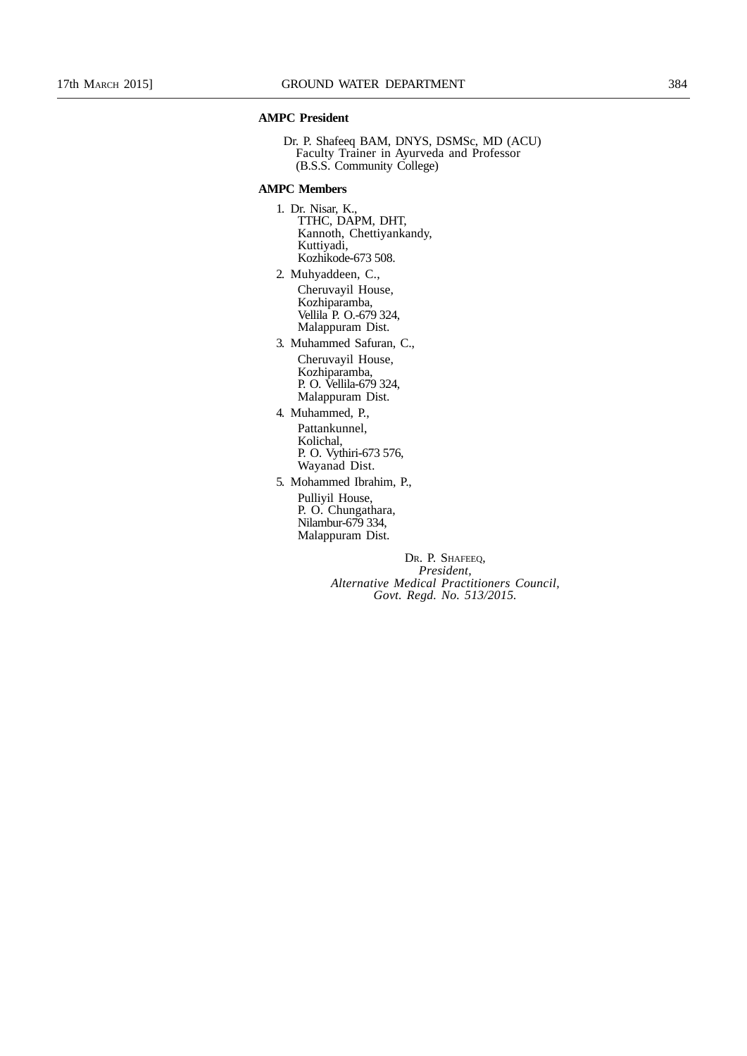**AMPC President**

Dr. P. Shafeeq BAM, DNYS, DSMSc, MD (ACU)
Faculty Trainer in Ayurveda and Professor
(B.S.S. Community College)

**AMPC Members**

1. Dr. Nisar, K.,
   TTHC, DAPM, DHT,
   Kannoth, Chettiyankandy,
   Kuttiyadi,
   Kozhikode-673 508.
2. Muhyaddeen, C.,
   Cheruvayil House,
   Kozhiparamba,
   Vellila P. O.-679 324,
   Malappuram Dist.
3. Muhammed Safuran, C.,
   Cheruvayil House,
   Kozhiparamba,
   P. O. Vellila-679 324,
   Malappuram Dist.
4. Muhammed, P.,
   Pattankunnel,
   Kolichal,
   P. O. Vythiri-673 576,
   Wayanad Dist.
5. Mohammed Ibrahim, P.,
   Pulliyil House,
   P. O. Chungathara,
   Nilambur-679 334,
   Malappuram Dist.

DR. P. SHAFEEQ,
*President,*
*Alternative Medical Practitioners Council,*
*Govt. Regd. No. 513/2015.*